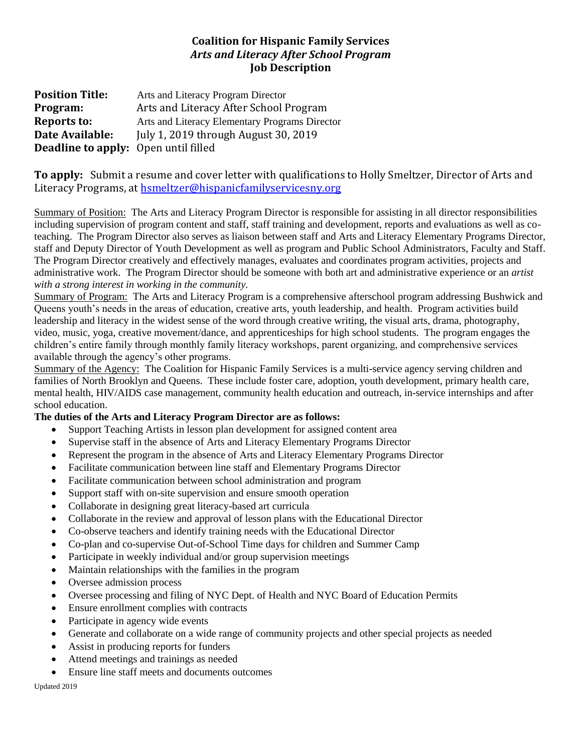# Coalition for Hispanic Family Services
## *Arts and Literacy After School Program*
## Job Description

**Position Title:** Arts and Literacy Program Director
**Program:** Arts and Literacy After School Program
**Reports to:** Arts and Literacy Elementary Programs Director
**Date Available:** July 1, 2019 through August 30, 2019
**Deadline to apply:** Open until filled

**To apply:** Submit a resume and cover letter with qualifications to Holly Smeltzer, Director of Arts and Literacy Programs, at hsmeltzer@hispanicfamilyservicesny.org

Summary of Position: The Arts and Literacy Program Director is responsible for assisting in all director responsibilities including supervision of program content and staff, staff training and development, reports and evaluations as well as co-teaching. The Program Director also serves as liaison between staff and Arts and Literacy Elementary Programs Director, staff and Deputy Director of Youth Development as well as program and Public School Administrators, Faculty and Staff. The Program Director creatively and effectively manages, evaluates and coordinates program activities, projects and administrative work. The Program Director should be someone with both art and administrative experience or an *artist with a strong interest in working in the community.*

Summary of Program: The Arts and Literacy Program is a comprehensive afterschool program addressing Bushwick and Queens youth's needs in the areas of education, creative arts, youth leadership, and health. Program activities build leadership and literacy in the widest sense of the word through creative writing, the visual arts, drama, photography, video, music, yoga, creative movement/dance, and apprenticeships for high school students. The program engages the children's entire family through monthly family literacy workshops, parent organizing, and comprehensive services available through the agency's other programs.

Summary of the Agency: The Coalition for Hispanic Family Services is a multi-service agency serving children and families of North Brooklyn and Queens. These include foster care, adoption, youth development, primary health care, mental health, HIV/AIDS case management, community health education and outreach, in-service internships and after school education.

**The duties of the Arts and Literacy Program Director are as follows:**

- Support Teaching Artists in lesson plan development for assigned content area
- Supervise staff in the absence of Arts and Literacy Elementary Programs Director
- Represent the program in the absence of Arts and Literacy Elementary Programs Director
- Facilitate communication between line staff and Elementary Programs Director
- Facilitate communication between school administration and program
- Support staff with on-site supervision and ensure smooth operation
- Collaborate in designing great literacy-based art curricula
- Collaborate in the review and approval of lesson plans with the Educational Director
- Co-observe teachers and identify training needs with the Educational Director
- Co-plan and co-supervise Out-of-School Time days for children and Summer Camp
- Participate in weekly individual and/or group supervision meetings
- Maintain relationships with the families in the program
- Oversee admission process
- Oversee processing and filing of NYC Dept. of Health and NYC Board of Education Permits
- Ensure enrollment complies with contracts
- Participate in agency wide events
- Generate and collaborate on a wide range of community projects and other special projects as needed
- Assist in producing reports for funders
- Attend meetings and trainings as needed
- Ensure line staff meets and documents outcomes

Updated 2019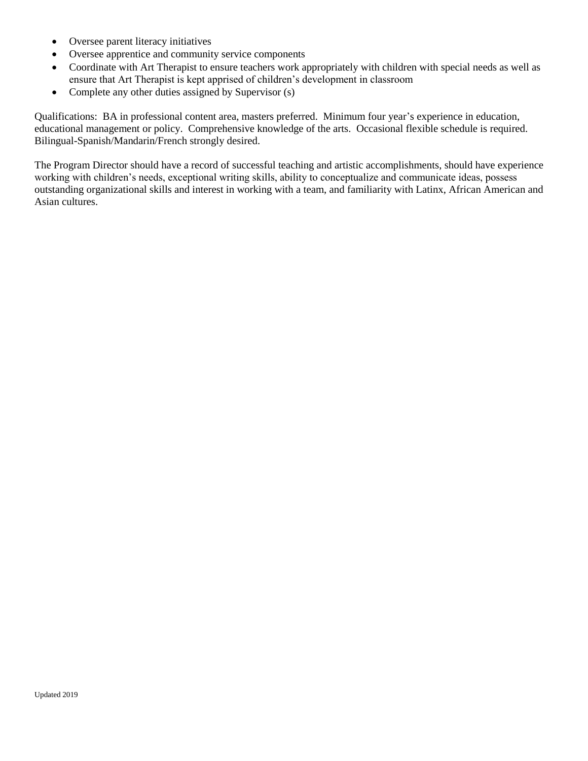- Oversee parent literacy initiatives
- Oversee apprentice and community service components
- Coordinate with Art Therapist to ensure teachers work appropriately with children with special needs as well as ensure that Art Therapist is kept apprised of children's development in classroom
- Complete any other duties assigned by Supervisor (s)

Qualifications: BA in professional content area, masters preferred. Minimum four year's experience in education, educational management or policy. Comprehensive knowledge of the arts. Occasional flexible schedule is required. Bilingual-Spanish/Mandarin/French strongly desired.

The Program Director should have a record of successful teaching and artistic accomplishments, should have experience working with children's needs, exceptional writing skills, ability to conceptualize and communicate ideas, possess outstanding organizational skills and interest in working with a team, and familiarity with Latinx, African American and Asian cultures.

Updated 2019